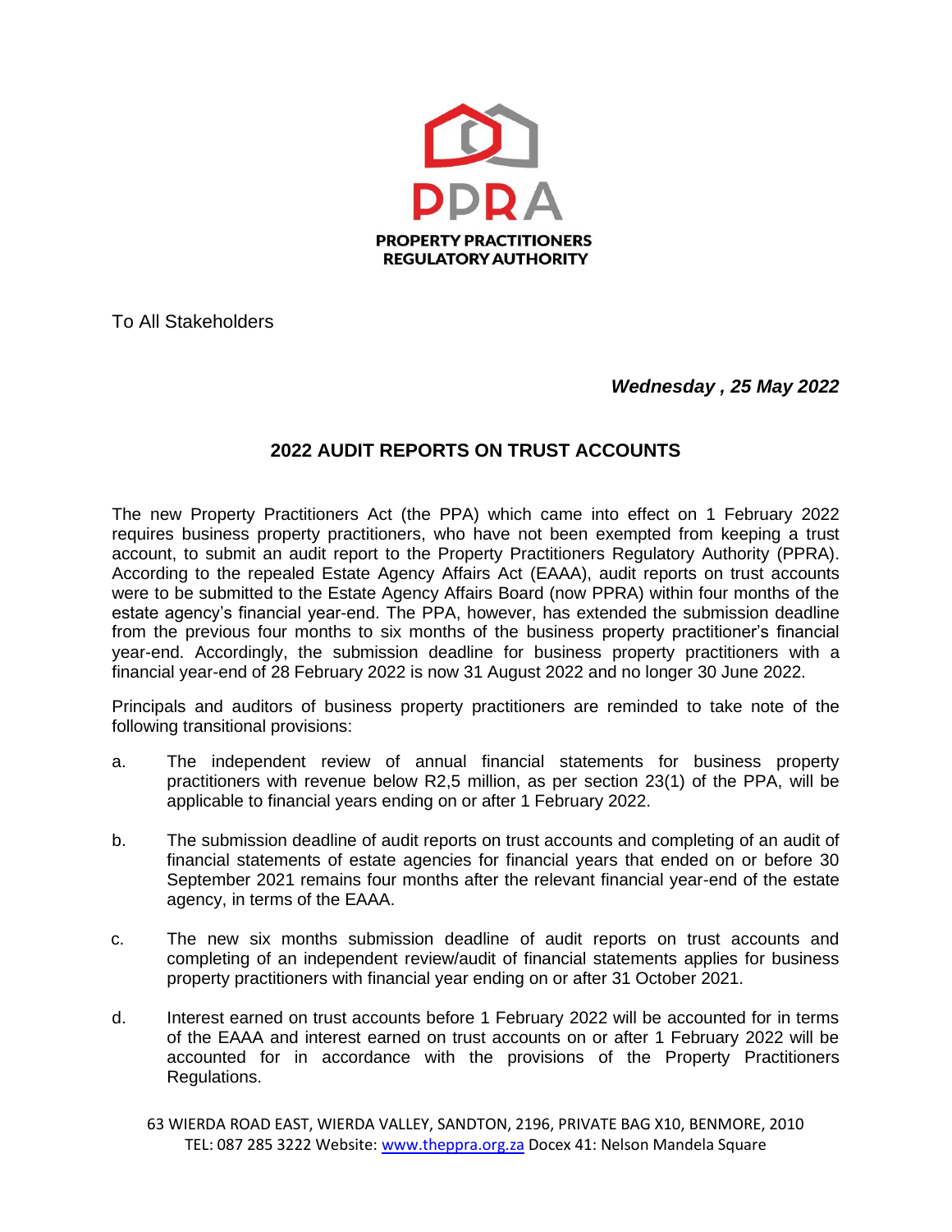PPRA

PROPERTY PRACTITIONERS REGULATORY AUTHORITY

To All Stakeholders

*Wednesday , 25 May 2022*

## 2022 AUDIT REPORTS ON TRUST ACCOUNTS

The new Property Practitioners Act (the PPA) which came into effect on 1 February 2022 requires business property practitioners, who have not been exempted from keeping a trust account, to submit an audit report to the Property Practitioners Regulatory Authority (PPRA). According to the repealed Estate Agency Affairs Act (EAAA), audit reports on trust accounts were to be submitted to the Estate Agency Affairs Board (now PPRA) within four months of the estate agency's financial year-end. The PPA, however, has extended the submission deadline from the previous four months to six months of the business property practitioner's financial year-end. Accordingly, the submission deadline for business property practitioners with a financial year-end of 28 February 2022 is now 31 August 2022 and no longer 30 June 2022.

Principals and auditors of business property practitioners are reminded to take note of the following transitional provisions:

a. The independent review of annual financial statements for business property practitioners with revenue below R2,5 million, as per section 23(1) of the PPA, will be applicable to financial years ending on or after 1 February 2022.

b. The submission deadline of audit reports on trust accounts and completing of an audit of financial statements of estate agencies for financial years that ended on or before 30 September 2021 remains four months after the relevant financial year-end of the estate agency, in terms of the EAAA.

c. The new six months submission deadline of audit reports on trust accounts and completing of an independent review/audit of financial statements applies for business property practitioners with financial year ending on or after 31 October 2021.

d. Interest earned on trust accounts before 1 February 2022 will be accounted for in terms of the EAAA and interest earned on trust accounts on or after 1 February 2022 will be accounted for in accordance with the provisions of the Property Practitioners Regulations.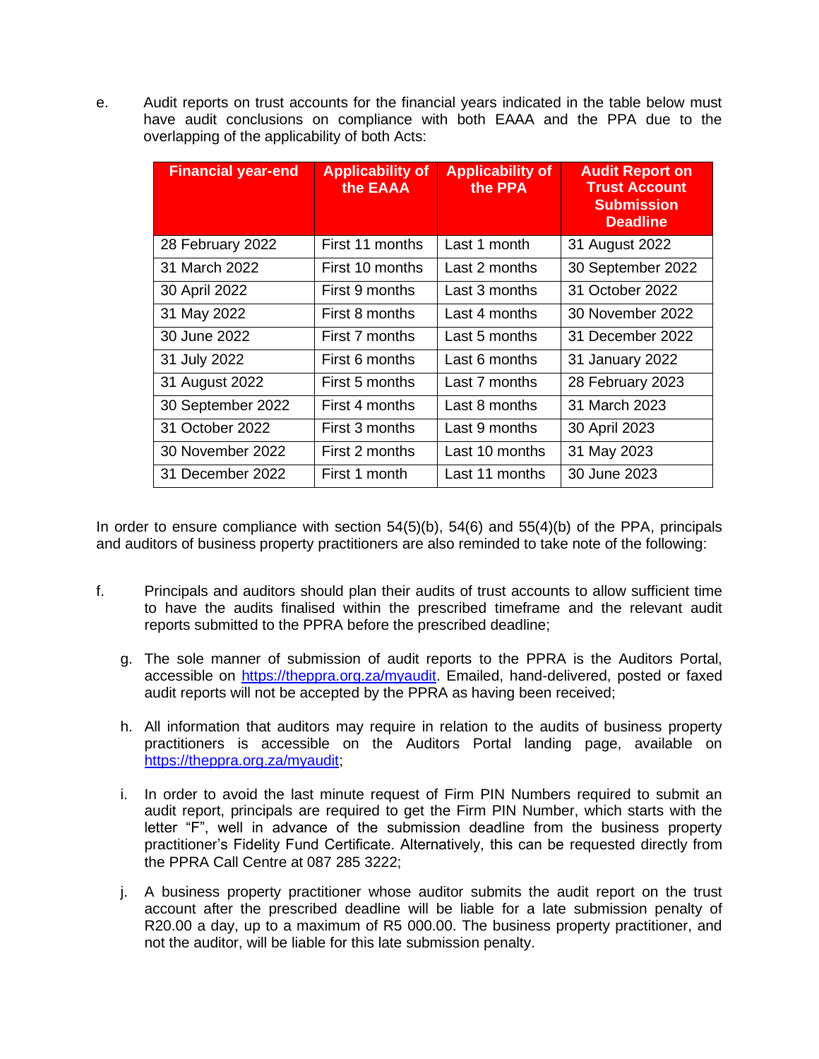e. Audit reports on trust accounts for the financial years indicated in the table below must have audit conclusions on compliance with both EAAA and the PPA due to the overlapping of the applicability of both Acts:

| Financial year-end | Applicability of the EAAA | Applicability of the PPA | Audit Report on Trust Account Submission Deadline |
|---|---|---|---|
| 28 February 2022 | First 11 months | Last 1 month | 31 August 2022 |
| 31 March 2022 | First 10 months | Last 2 months | 30 September 2022 |
| 30 April 2022 | First 9 months | Last 3 months | 31 October 2022 |
| 31 May 2022 | First 8 months | Last 4 months | 30 November 2022 |
| 30 June 2022 | First 7 months | Last 5 months | 31 December 2022 |
| 31 July 2022 | First 6 months | Last 6 months | 31 January 2022 |
| 31 August 2022 | First 5 months | Last 7 months | 28 February 2023 |
| 30 September 2022 | First 4 months | Last 8 months | 31 March 2023 |
| 31 October 2022 | First 3 months | Last 9 months | 30 April 2023 |
| 30 November 2022 | First 2 months | Last 10 months | 31 May 2023 |
| 31 December 2022 | First 1 month | Last 11 months | 30 June 2023 |

In order to ensure compliance with section 54(5)(b), 54(6) and 55(4)(b) of the PPA, principals and auditors of business property practitioners are also reminded to take note of the following:

f. Principals and auditors should plan their audits of trust accounts to allow sufficient time to have the audits finalised within the prescribed timeframe and the relevant audit reports submitted to the PPRA before the prescribed deadline;

g. The sole manner of submission of audit reports to the PPRA is the Auditors Portal, accessible on https://theppra.org.za/myaudit. Emailed, hand-delivered, posted or faxed audit reports will not be accepted by the PPRA as having been received;

h. All information that auditors may require in relation to the audits of business property practitioners is accessible on the Auditors Portal landing page, available on https://theppra.org.za/myaudit;

i. In order to avoid the last minute request of Firm PIN Numbers required to submit an audit report, principals are required to get the Firm PIN Number, which starts with the letter "F", well in advance of the submission deadline from the business property practitioner's Fidelity Fund Certificate. Alternatively, this can be requested directly from the PPRA Call Centre at 087 285 3222;

j. A business property practitioner whose auditor submits the audit report on the trust account after the prescribed deadline will be liable for a late submission penalty of R20.00 a day, up to a maximum of R5 000.00. The business property practitioner, and not the auditor, will be liable for this late submission penalty.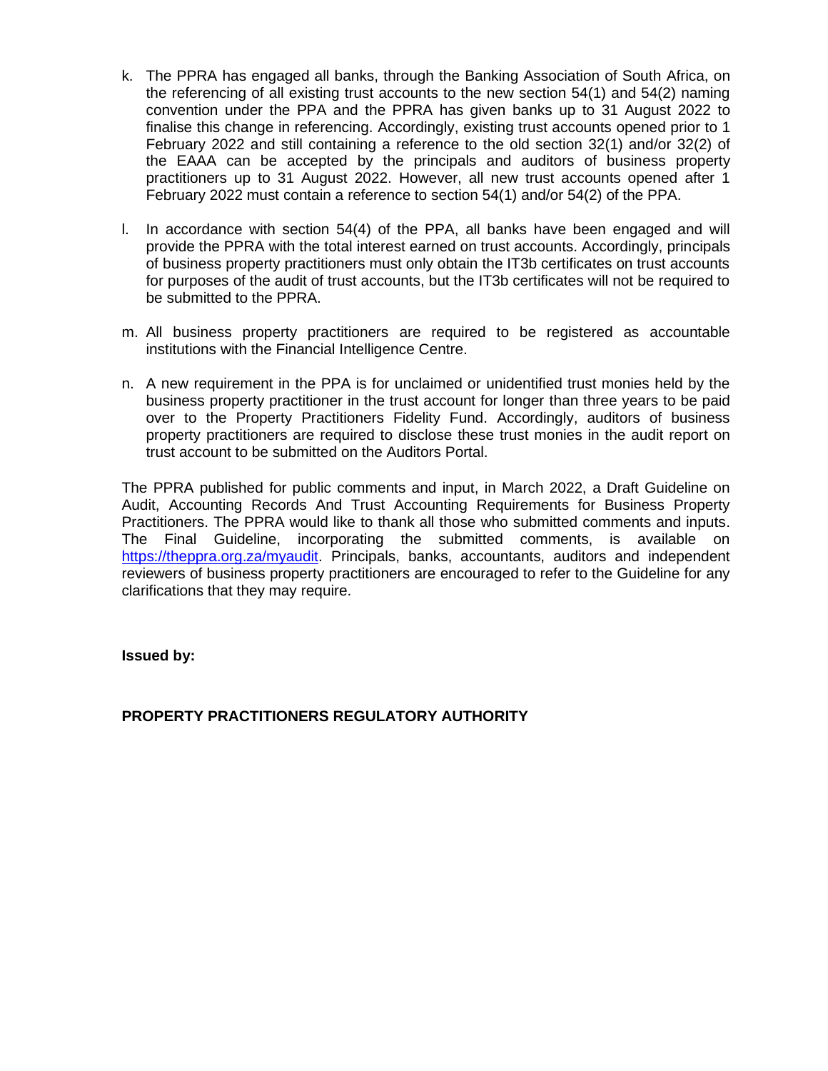k. The PPRA has engaged all banks, through the Banking Association of South Africa, on the referencing of all existing trust accounts to the new section 54(1) and 54(2) naming convention under the PPA and the PPRA has given banks up to 31 August 2022 to finalise this change in referencing. Accordingly, existing trust accounts opened prior to 1 February 2022 and still containing a reference to the old section 32(1) and/or 32(2) of the EAAA can be accepted by the principals and auditors of business property practitioners up to 31 August 2022. However, all new trust accounts opened after 1 February 2022 must contain a reference to section 54(1) and/or 54(2) of the PPA.

l. In accordance with section 54(4) of the PPA, all banks have been engaged and will provide the PPRA with the total interest earned on trust accounts. Accordingly, principals of business property practitioners must only obtain the IT3b certificates on trust accounts for purposes of the audit of trust accounts, but the IT3b certificates will not be required to be submitted to the PPRA.

m. All business property practitioners are required to be registered as accountable institutions with the Financial Intelligence Centre.

n. A new requirement in the PPA is for unclaimed or unidentified trust monies held by the business property practitioner in the trust account for longer than three years to be paid over to the Property Practitioners Fidelity Fund. Accordingly, auditors of business property practitioners are required to disclose these trust monies in the audit report on trust account to be submitted on the Auditors Portal.

The PPRA published for public comments and input, in March 2022, a Draft Guideline on Audit, Accounting Records And Trust Accounting Requirements for Business Property Practitioners. The PPRA would like to thank all those who submitted comments and inputs. The Final Guideline, incorporating the submitted comments, is available on [https://theppra.org.za/myaudit](https://theppra.org.za/myaudit). Principals, banks, accountants, auditors and independent reviewers of business property practitioners are encouraged to refer to the Guideline for any clarifications that they may require.

**Issued by:**

**PROPERTY PRACTITIONERS REGULATORY AUTHORITY**